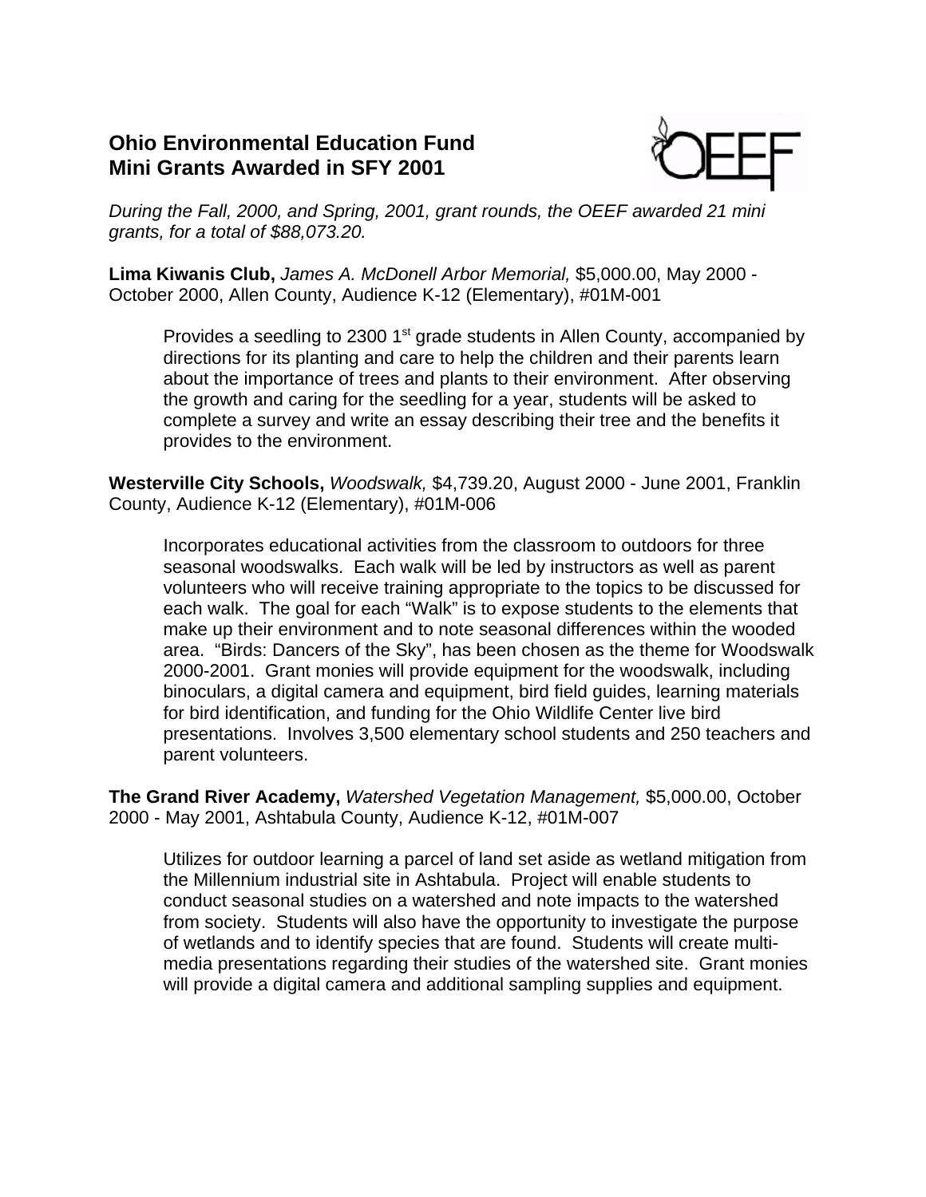# Ohio Environmental Education Fund
# Mini Grants Awarded in SFY 2001

*During the Fall, 2000, and Spring, 2001, grant rounds, the OEEF awarded 21 mini grants, for a total of $88,073.20.*

**Lima Kiwanis Club,** *James A. McDonell Arbor Memorial,* $5,000.00, May 2000 - October 2000, Allen County, Audience K-12 (Elementary), #01M-001

> Provides a seedling to 2300 1st grade students in Allen County, accompanied by directions for its planting and care to help the children and their parents learn about the importance of trees and plants to their environment. After observing the growth and caring for the seedling for a year, students will be asked to complete a survey and write an essay describing their tree and the benefits it provides to the environment.

**Westerville City Schools,** *Woodswalk,* $4,739.20, August 2000 - June 2001, Franklin County, Audience K-12 (Elementary), #01M-006

> Incorporates educational activities from the classroom to outdoors for three seasonal woodswalks. Each walk will be led by instructors as well as parent volunteers who will receive training appropriate to the topics to be discussed for each walk. The goal for each "Walk" is to expose students to the elements that make up their environment and to note seasonal differences within the wooded area. "Birds: Dancers of the Sky", has been chosen as the theme for Woodswalk 2000-2001. Grant monies will provide equipment for the woodswalk, including binoculars, a digital camera and equipment, bird field guides, learning materials for bird identification, and funding for the Ohio Wildlife Center live bird presentations. Involves 3,500 elementary school students and 250 teachers and parent volunteers.

**The Grand River Academy,** *Watershed Vegetation Management,* $5,000.00, October 2000 - May 2001, Ashtabula County, Audience K-12, #01M-007

> Utilizes for outdoor learning a parcel of land set aside as wetland mitigation from the Millennium industrial site in Ashtabula. Project will enable students to conduct seasonal studies on a watershed and note impacts to the watershed from society. Students will also have the opportunity to investigate the purpose of wetlands and to identify species that are found. Students will create multi-media presentations regarding their studies of the watershed site. Grant monies will provide a digital camera and additional sampling supplies and equipment.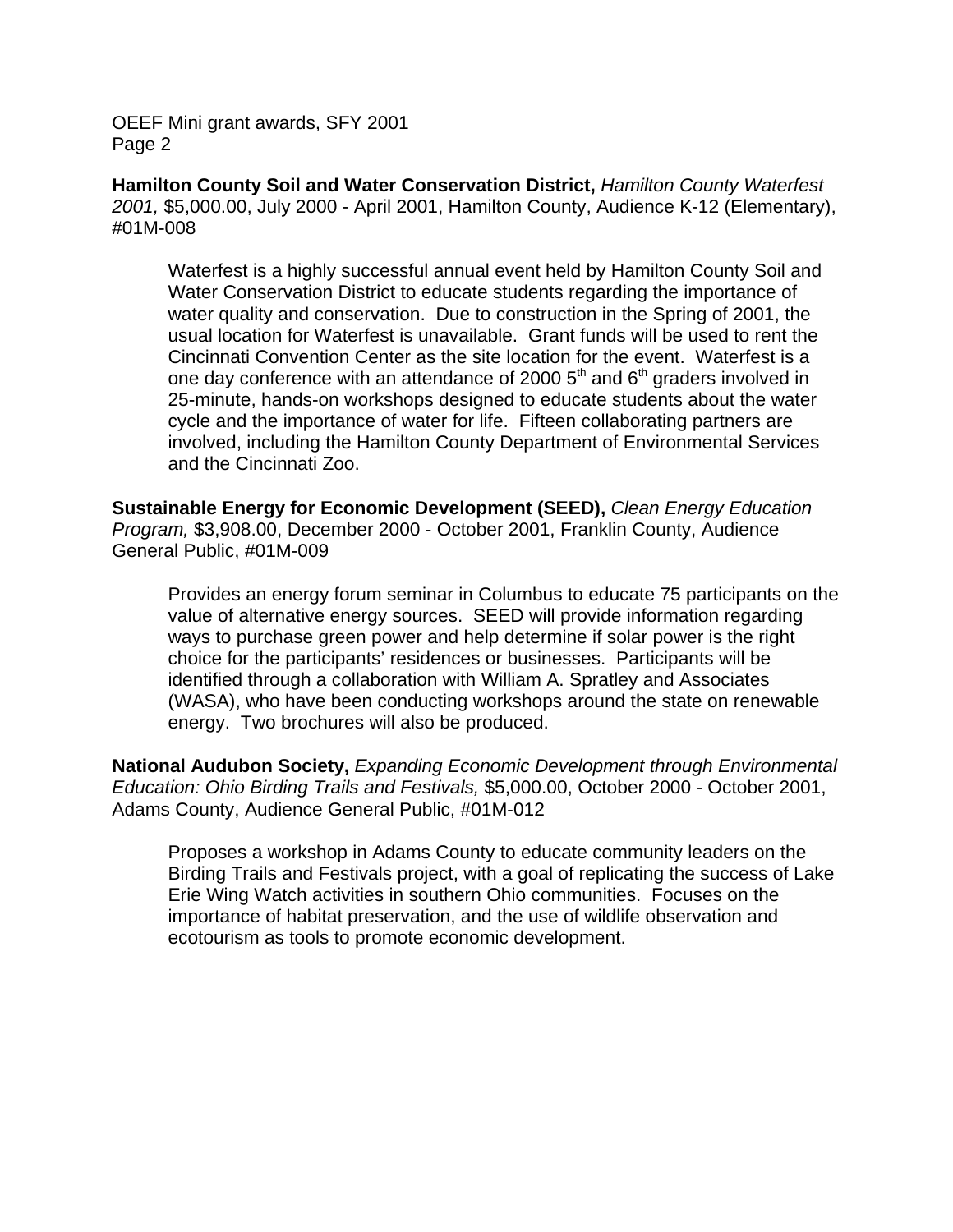**Hamilton County Soil and Water Conservation District,** *Hamilton County Waterfest 2001,* $5,000.00, July 2000 - April 2001, Hamilton County, Audience K-12 (Elementary), #01M-008

> Waterfest is a highly successful annual event held by Hamilton County Soil and Water Conservation District to educate students regarding the importance of water quality and conservation. Due to construction in the Spring of 2001, the usual location for Waterfest is unavailable. Grant funds will be used to rent the Cincinnati Convention Center as the site location for the event. Waterfest is a one day conference with an attendance of 2000 5th and 6th graders involved in 25-minute, hands-on workshops designed to educate students about the water cycle and the importance of water for life. Fifteen collaborating partners are involved, including the Hamilton County Department of Environmental Services and the Cincinnati Zoo.

**Sustainable Energy for Economic Development (SEED),** *Clean Energy Education Program,* $3,908.00, December 2000 - October 2001, Franklin County, Audience General Public, #01M-009

> Provides an energy forum seminar in Columbus to educate 75 participants on the value of alternative energy sources. SEED will provide information regarding ways to purchase green power and help determine if solar power is the right choice for the participants' residences or businesses. Participants will be identified through a collaboration with William A. Spratley and Associates (WASA), who have been conducting workshops around the state on renewable energy. Two brochures will also be produced.

**National Audubon Society,** *Expanding Economic Development through Environmental Education: Ohio Birding Trails and Festivals,* $5,000.00, October 2000 - October 2001, Adams County, Audience General Public, #01M-012

> Proposes a workshop in Adams County to educate community leaders on the Birding Trails and Festivals project, with a goal of replicating the success of Lake Erie Wing Watch activities in southern Ohio communities. Focuses on the importance of habitat preservation, and the use of wildlife observation and ecotourism as tools to promote economic development.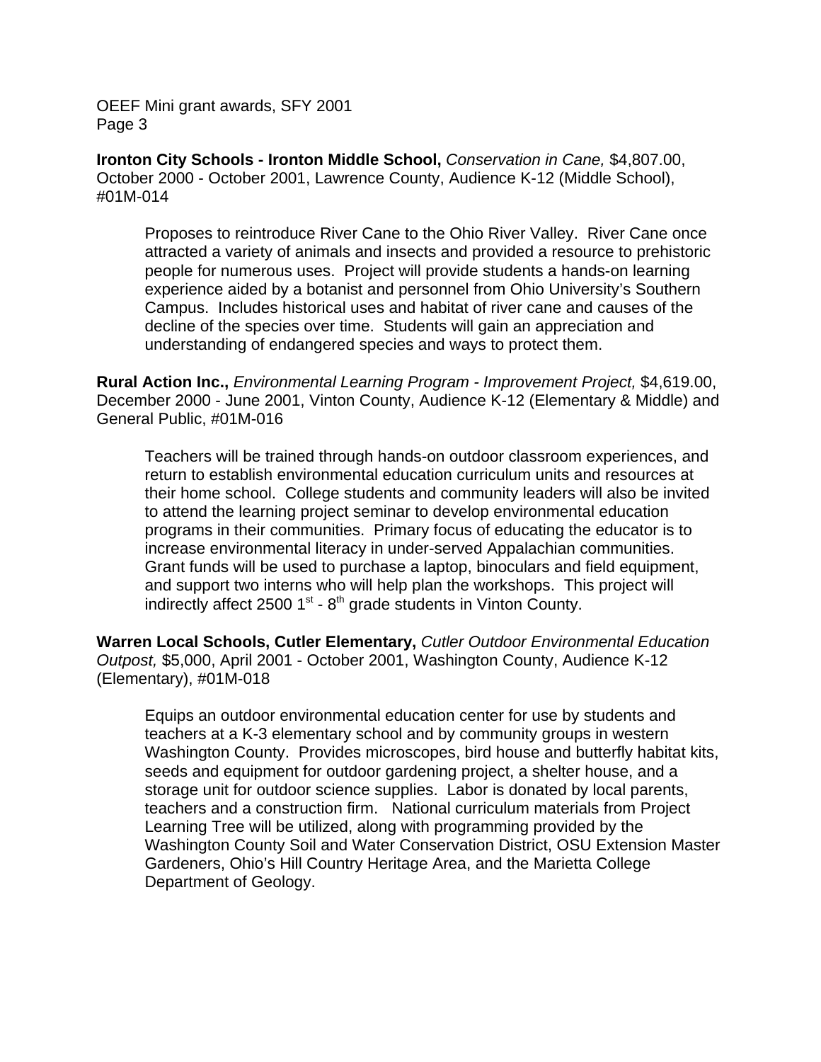**Ironton City Schools - Ironton Middle School,** *Conservation in Cane,* $4,807.00, October 2000 - October 2001, Lawrence County, Audience K-12 (Middle School), #01M-014

> Proposes to reintroduce River Cane to the Ohio River Valley. River Cane once attracted a variety of animals and insects and provided a resource to prehistoric people for numerous uses. Project will provide students a hands-on learning experience aided by a botanist and personnel from Ohio University's Southern Campus. Includes historical uses and habitat of river cane and causes of the decline of the species over time. Students will gain an appreciation and understanding of endangered species and ways to protect them.

**Rural Action Inc.,** *Environmental Learning Program - Improvement Project,* $4,619.00, December 2000 - June 2001, Vinton County, Audience K-12 (Elementary & Middle) and General Public, #01M-016

> Teachers will be trained through hands-on outdoor classroom experiences, and return to establish environmental education curriculum units and resources at their home school. College students and community leaders will also be invited to attend the learning project seminar to develop environmental education programs in their communities. Primary focus of educating the educator is to increase environmental literacy in under-served Appalachian communities. Grant funds will be used to purchase a laptop, binoculars and field equipment, and support two interns who will help plan the workshops. This project will indirectly affect 2500 1st - 8th grade students in Vinton County.

**Warren Local Schools, Cutler Elementary,** *Cutler Outdoor Environmental Education Outpost,* $5,000, April 2001 - October 2001, Washington County, Audience K-12 (Elementary), #01M-018

> Equips an outdoor environmental education center for use by students and teachers at a K-3 elementary school and by community groups in western Washington County. Provides microscopes, bird house and butterfly habitat kits, seeds and equipment for outdoor gardening project, a shelter house, and a storage unit for outdoor science supplies. Labor is donated by local parents, teachers and a construction firm. National curriculum materials from Project Learning Tree will be utilized, along with programming provided by the Washington County Soil and Water Conservation District, OSU Extension Master Gardeners, Ohio's Hill Country Heritage Area, and the Marietta College Department of Geology.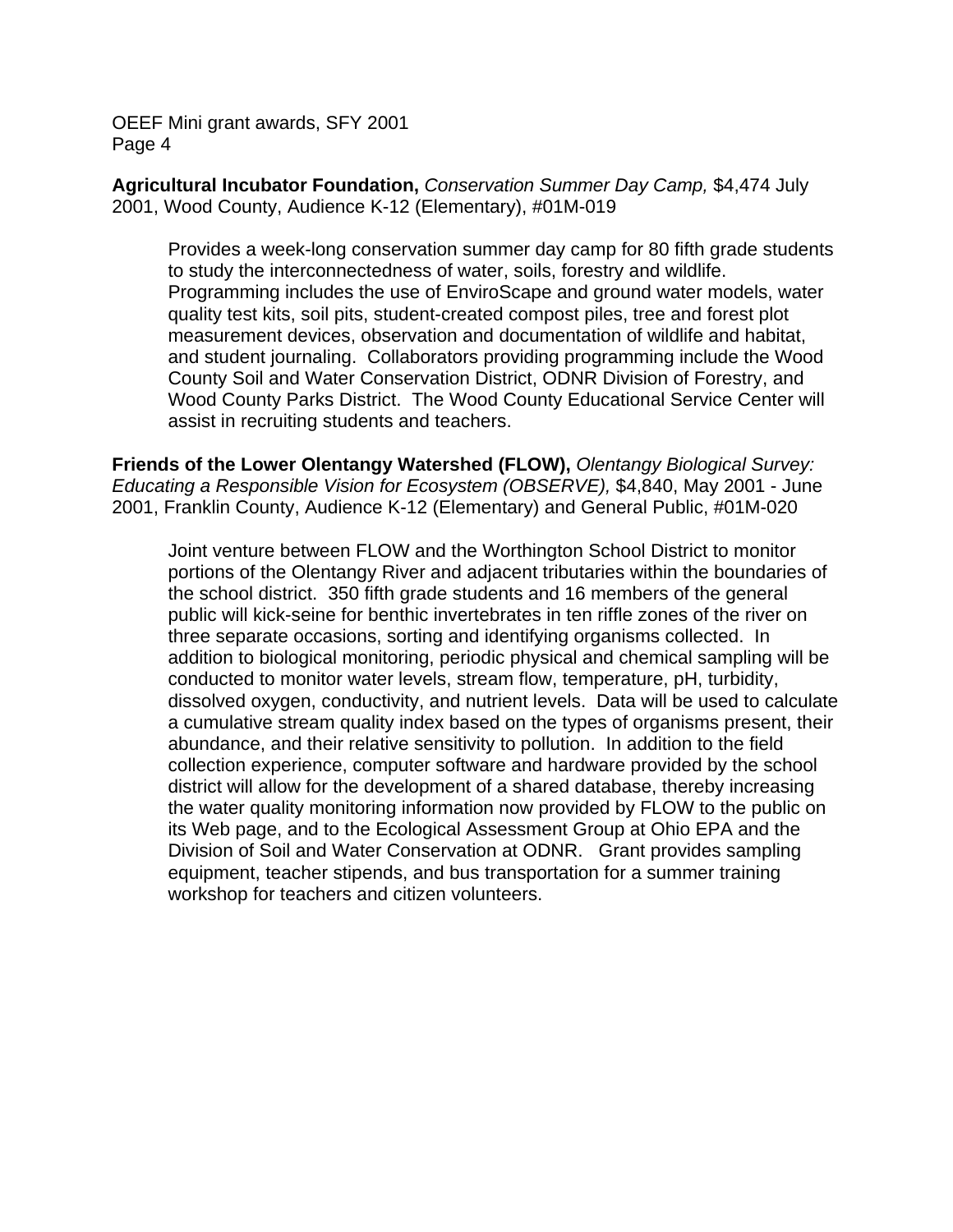**Agricultural Incubator Foundation,** *Conservation Summer Day Camp,* $4,474 July 2001, Wood County, Audience K-12 (Elementary), #01M-019

> Provides a week-long conservation summer day camp for 80 fifth grade students to study the interconnectedness of water, soils, forestry and wildlife. Programming includes the use of EnviroScape and ground water models, water quality test kits, soil pits, student-created compost piles, tree and forest plot measurement devices, observation and documentation of wildlife and habitat, and student journaling. Collaborators providing programming include the Wood County Soil and Water Conservation District, ODNR Division of Forestry, and Wood County Parks District. The Wood County Educational Service Center will assist in recruiting students and teachers.

**Friends of the Lower Olentangy Watershed (FLOW),** *Olentangy Biological Survey: Educating a Responsible Vision for Ecosystem (OBSERVE),* $4,840, May 2001 - June 2001, Franklin County, Audience K-12 (Elementary) and General Public, #01M-020

> Joint venture between FLOW and the Worthington School District to monitor portions of the Olentangy River and adjacent tributaries within the boundaries of the school district. 350 fifth grade students and 16 members of the general public will kick-seine for benthic invertebrates in ten riffle zones of the river on three separate occasions, sorting and identifying organisms collected. In addition to biological monitoring, periodic physical and chemical sampling will be conducted to monitor water levels, stream flow, temperature, pH, turbidity, dissolved oxygen, conductivity, and nutrient levels. Data will be used to calculate a cumulative stream quality index based on the types of organisms present, their abundance, and their relative sensitivity to pollution. In addition to the field collection experience, computer software and hardware provided by the school district will allow for the development of a shared database, thereby increasing the water quality monitoring information now provided by FLOW to the public on its Web page, and to the Ecological Assessment Group at Ohio EPA and the Division of Soil and Water Conservation at ODNR. Grant provides sampling equipment, teacher stipends, and bus transportation for a summer training workshop for teachers and citizen volunteers.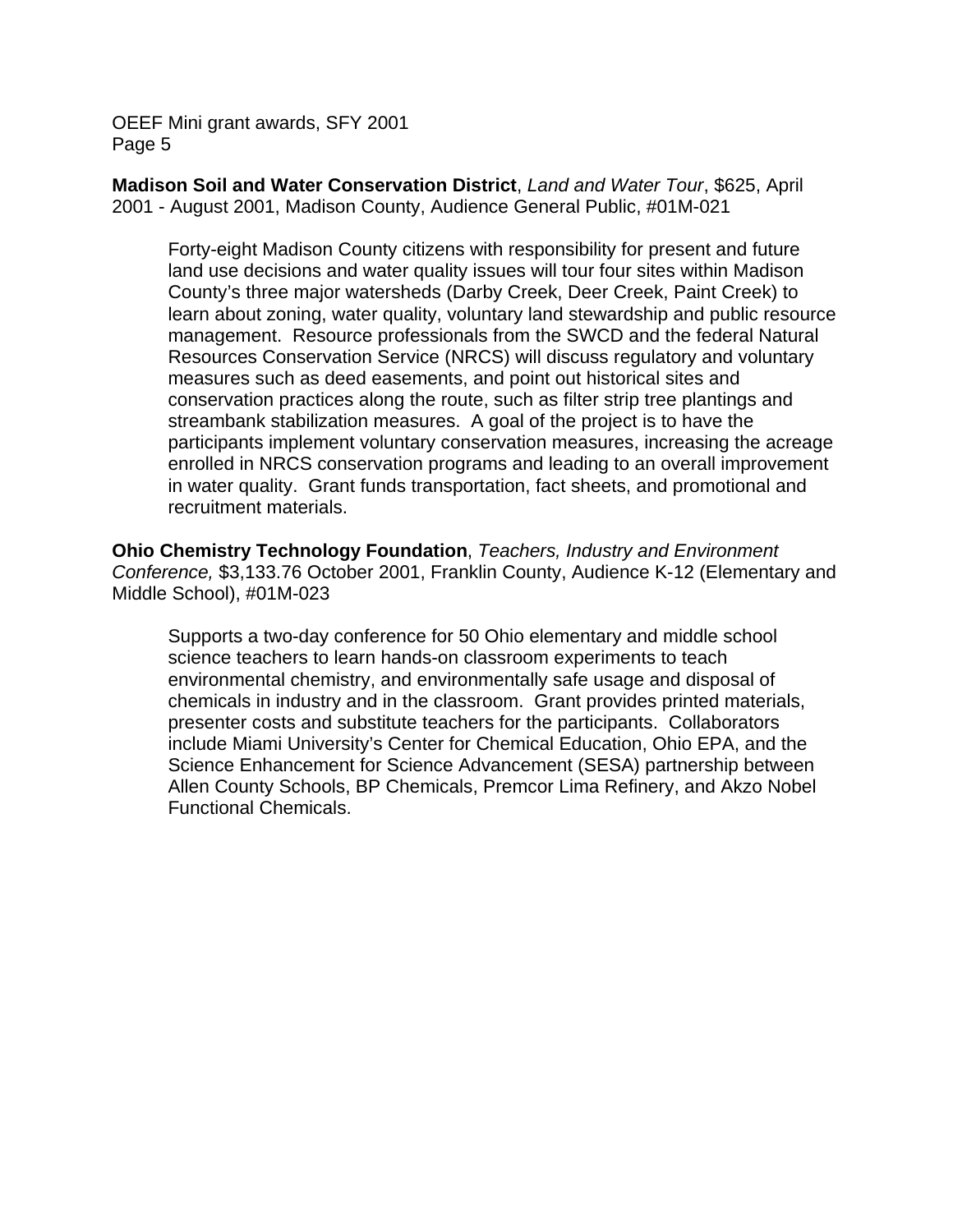**Madison Soil and Water Conservation District**, *Land and Water Tour*, $625, April 2001 - August 2001, Madison County, Audience General Public, #01M-021

> Forty-eight Madison County citizens with responsibility for present and future land use decisions and water quality issues will tour four sites within Madison County's three major watersheds (Darby Creek, Deer Creek, Paint Creek) to learn about zoning, water quality, voluntary land stewardship and public resource management. Resource professionals from the SWCD and the federal Natural Resources Conservation Service (NRCS) will discuss regulatory and voluntary measures such as deed easements, and point out historical sites and conservation practices along the route, such as filter strip tree plantings and streambank stabilization measures. A goal of the project is to have the participants implement voluntary conservation measures, increasing the acreage enrolled in NRCS conservation programs and leading to an overall improvement in water quality. Grant funds transportation, fact sheets, and promotional and recruitment materials.

**Ohio Chemistry Technology Foundation**, *Teachers, Industry and Environment Conference,* $3,133.76 October 2001, Franklin County, Audience K-12 (Elementary and Middle School), #01M-023

> Supports a two-day conference for 50 Ohio elementary and middle school science teachers to learn hands-on classroom experiments to teach environmental chemistry, and environmentally safe usage and disposal of chemicals in industry and in the classroom. Grant provides printed materials, presenter costs and substitute teachers for the participants. Collaborators include Miami University's Center for Chemical Education, Ohio EPA, and the Science Enhancement for Science Advancement (SESA) partnership between Allen County Schools, BP Chemicals, Premcor Lima Refinery, and Akzo Nobel Functional Chemicals.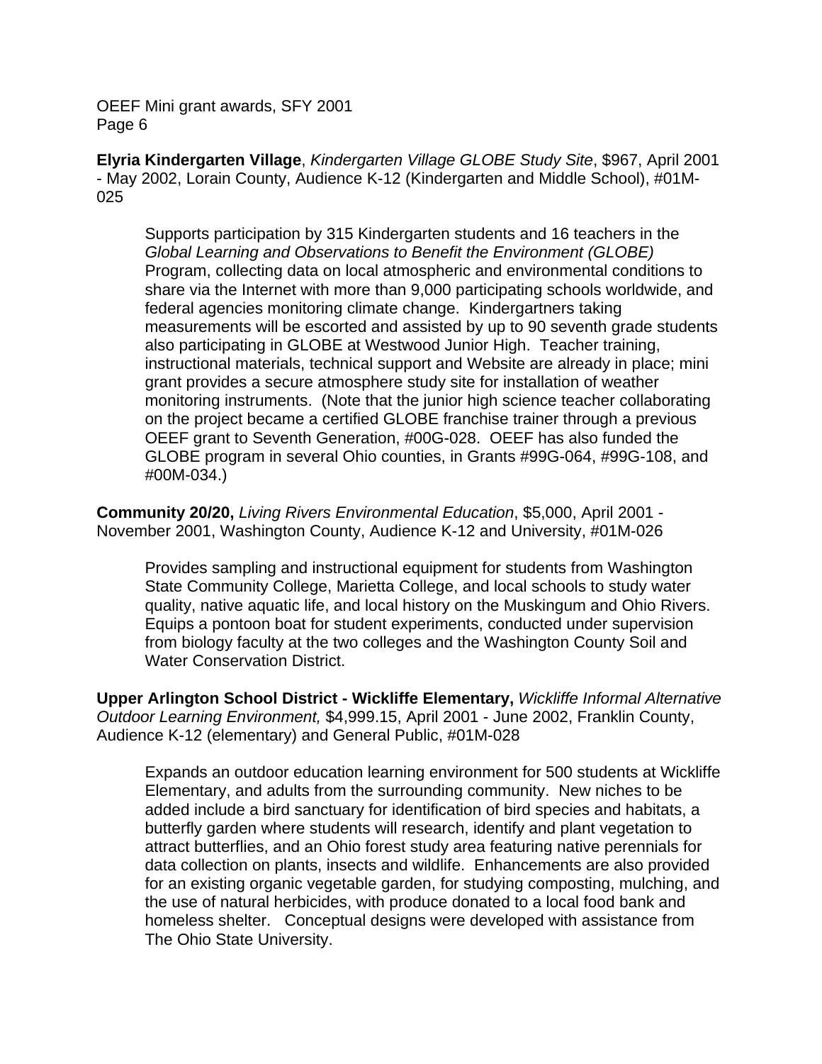**Elyria Kindergarten Village**, *Kindergarten Village GLOBE Study Site*, $967, April 2001 - May 2002, Lorain County, Audience K-12 (Kindergarten and Middle School), #01M-025

> Supports participation by 315 Kindergarten students and 16 teachers in the *Global Learning and Observations to Benefit the Environment (GLOBE)* Program, collecting data on local atmospheric and environmental conditions to share via the Internet with more than 9,000 participating schools worldwide, and federal agencies monitoring climate change. Kindergartners taking measurements will be escorted and assisted by up to 90 seventh grade students also participating in GLOBE at Westwood Junior High. Teacher training, instructional materials, technical support and Website are already in place; mini grant provides a secure atmosphere study site for installation of weather monitoring instruments. (Note that the junior high science teacher collaborating on the project became a certified GLOBE franchise trainer through a previous OEEF grant to Seventh Generation, #00G-028. OEEF has also funded the GLOBE program in several Ohio counties, in Grants #99G-064, #99G-108, and #00M-034.)

**Community 20/20,** *Living Rivers Environmental Education*, $5,000, April 2001 - November 2001, Washington County, Audience K-12 and University, #01M-026

> Provides sampling and instructional equipment for students from Washington State Community College, Marietta College, and local schools to study water quality, native aquatic life, and local history on the Muskingum and Ohio Rivers. Equips a pontoon boat for student experiments, conducted under supervision from biology faculty at the two colleges and the Washington County Soil and Water Conservation District.

**Upper Arlington School District - Wickliffe Elementary,** *Wickliffe Informal Alternative Outdoor Learning Environment,* $4,999.15, April 2001 - June 2002, Franklin County, Audience K-12 (elementary) and General Public, #01M-028

> Expands an outdoor education learning environment for 500 students at Wickliffe Elementary, and adults from the surrounding community. New niches to be added include a bird sanctuary for identification of bird species and habitats, a butterfly garden where students will research, identify and plant vegetation to attract butterflies, and an Ohio forest study area featuring native perennials for data collection on plants, insects and wildlife. Enhancements are also provided for an existing organic vegetable garden, for studying composting, mulching, and the use of natural herbicides, with produce donated to a local food bank and homeless shelter. Conceptual designs were developed with assistance from The Ohio State University.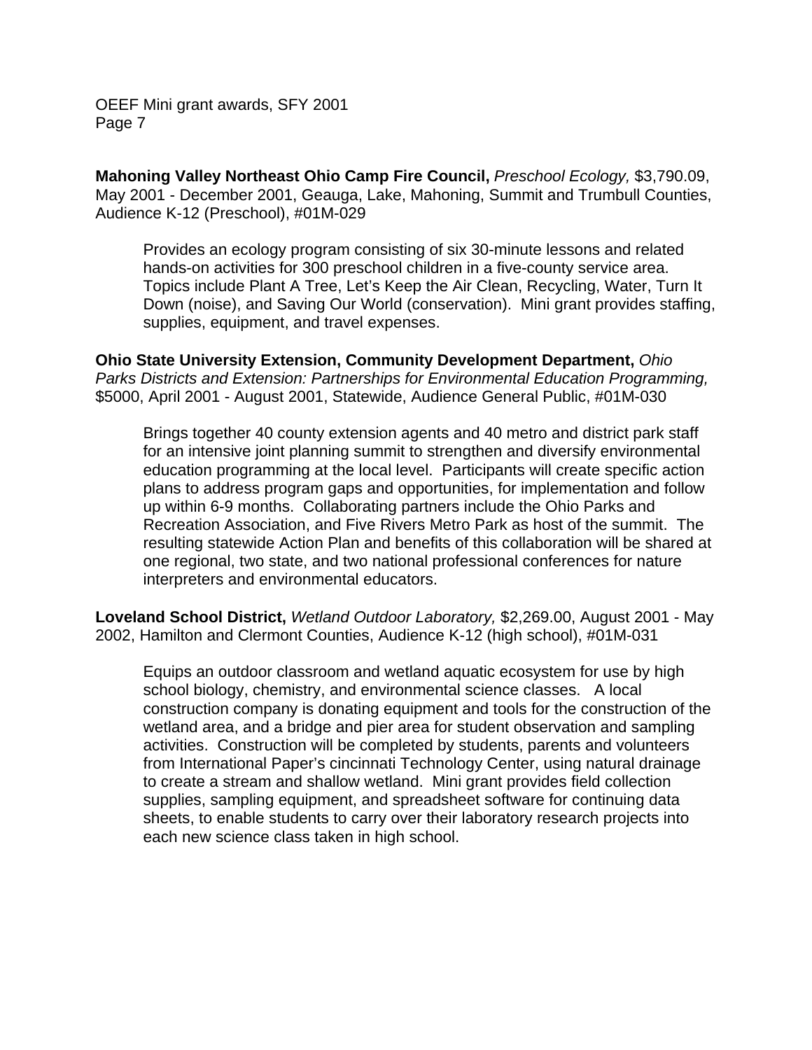**Mahoning Valley Northeast Ohio Camp Fire Council,** *Preschool Ecology,* $3,790.09, May 2001 - December 2001, Geauga, Lake, Mahoning, Summit and Trumbull Counties, Audience K-12 (Preschool), #01M-029

> Provides an ecology program consisting of six 30-minute lessons and related hands-on activities for 300 preschool children in a five-county service area. Topics include Plant A Tree, Let's Keep the Air Clean, Recycling, Water, Turn It Down (noise), and Saving Our World (conservation). Mini grant provides staffing, supplies, equipment, and travel expenses.

**Ohio State University Extension, Community Development Department,** *Ohio Parks Districts and Extension: Partnerships for Environmental Education Programming,* $5000, April 2001 - August 2001, Statewide, Audience General Public, #01M-030

> Brings together 40 county extension agents and 40 metro and district park staff for an intensive joint planning summit to strengthen and diversify environmental education programming at the local level. Participants will create specific action plans to address program gaps and opportunities, for implementation and follow up within 6-9 months. Collaborating partners include the Ohio Parks and Recreation Association, and Five Rivers Metro Park as host of the summit. The resulting statewide Action Plan and benefits of this collaboration will be shared at one regional, two state, and two national professional conferences for nature interpreters and environmental educators.

**Loveland School District,** *Wetland Outdoor Laboratory,* $2,269.00, August 2001 - May 2002, Hamilton and Clermont Counties, Audience K-12 (high school), #01M-031

> Equips an outdoor classroom and wetland aquatic ecosystem for use by high school biology, chemistry, and environmental science classes. A local construction company is donating equipment and tools for the construction of the wetland area, and a bridge and pier area for student observation and sampling activities. Construction will be completed by students, parents and volunteers from International Paper's cincinnati Technology Center, using natural drainage to create a stream and shallow wetland. Mini grant provides field collection supplies, sampling equipment, and spreadsheet software for continuing data sheets, to enable students to carry over their laboratory research projects into each new science class taken in high school.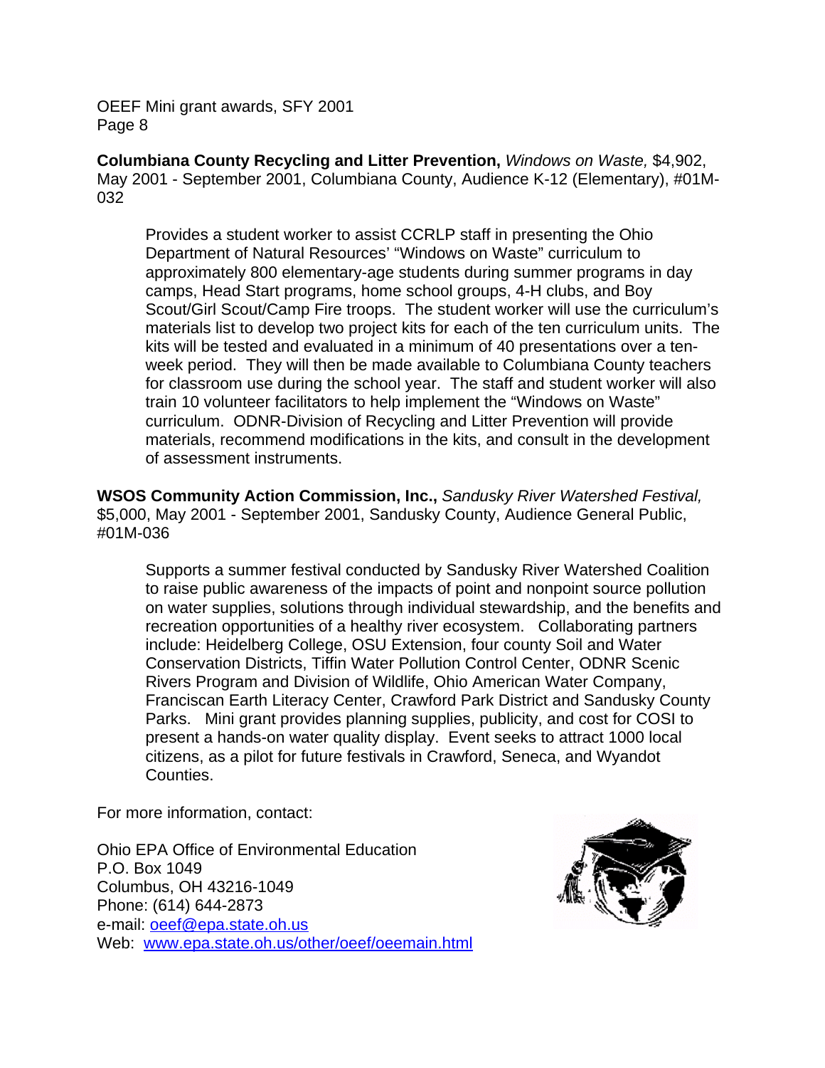**Columbiana County Recycling and Litter Prevention,** *Windows on Waste,* $4,902, May 2001 - September 2001, Columbiana County, Audience K-12 (Elementary), #01M-032

> Provides a student worker to assist CCRLP staff in presenting the Ohio Department of Natural Resources' "Windows on Waste" curriculum to approximately 800 elementary-age students during summer programs in day camps, Head Start programs, home school groups, 4-H clubs, and Boy Scout/Girl Scout/Camp Fire troops. The student worker will use the curriculum's materials list to develop two project kits for each of the ten curriculum units. The kits will be tested and evaluated in a minimum of 40 presentations over a ten-week period. They will then be made available to Columbiana County teachers for classroom use during the school year. The staff and student worker will also train 10 volunteer facilitators to help implement the "Windows on Waste" curriculum. ODNR-Division of Recycling and Litter Prevention will provide materials, recommend modifications in the kits, and consult in the development of assessment instruments.

**WSOS Community Action Commission, Inc.,** *Sandusky River Watershed Festival,* $5,000, May 2001 - September 2001, Sandusky County, Audience General Public, #01M-036

> Supports a summer festival conducted by Sandusky River Watershed Coalition to raise public awareness of the impacts of point and nonpoint source pollution on water supplies, solutions through individual stewardship, and the benefits and recreation opportunities of a healthy river ecosystem. Collaborating partners include: Heidelberg College, OSU Extension, four county Soil and Water Conservation Districts, Tiffin Water Pollution Control Center, ODNR Scenic Rivers Program and Division of Wildlife, Ohio American Water Company, Franciscan Earth Literacy Center, Crawford Park District and Sandusky County Parks. Mini grant provides planning supplies, publicity, and cost for COSI to present a hands-on water quality display. Event seeks to attract 1000 local citizens, as a pilot for future festivals in Crawford, Seneca, and Wyandot Counties.

For more information, contact:

Ohio EPA Office of Environmental Education
P.O. Box 1049
Columbus, OH 43216-1049
Phone: (614) 644-2873
e-mail: oeef@epa.state.oh.us
Web: www.epa.state.oh.us/other/oeef/oeemain.html